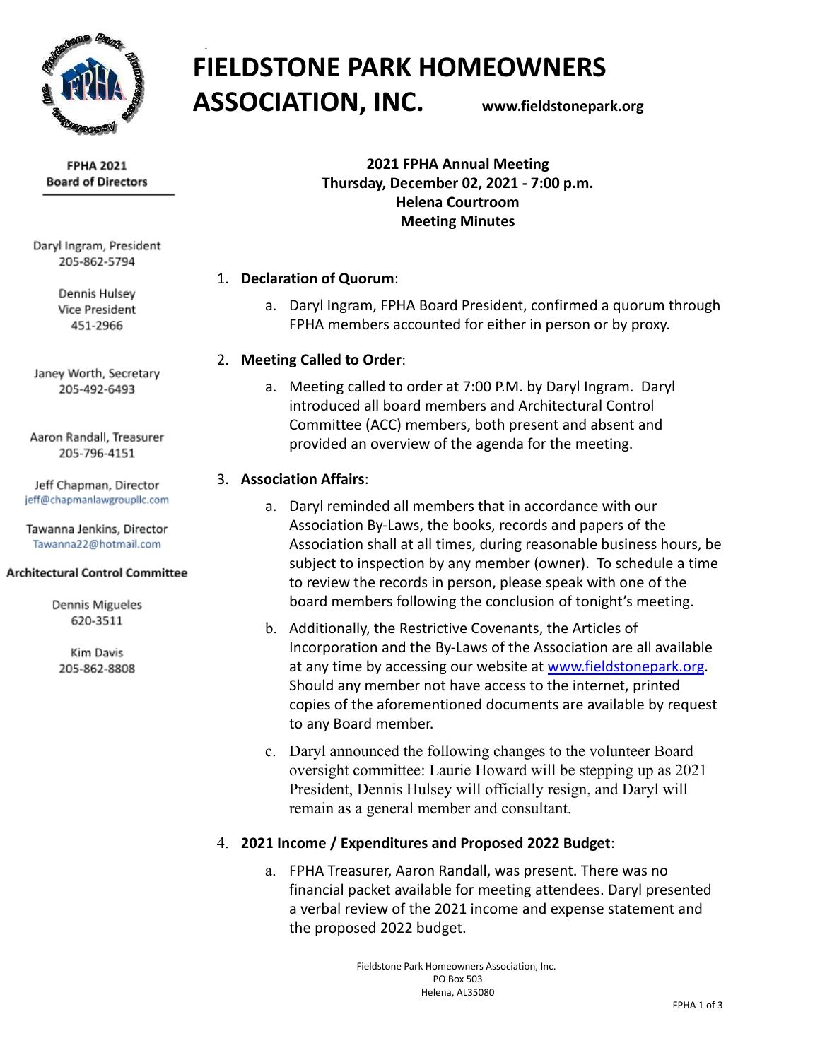# FIELDSTONE PARK HOMEOWNERS ASSOCIATION, INC.

www.fieldstonepark.org

**FPHA 2021 Board of Directors**

Daryl Ingram, President
205-862-5794

Dennis Hulsey
Vice President
451-2966

Janey Worth, Secretary
205-492-6493

Aaron Randall, Treasurer
205-796-4151

Jeff Chapman, Director
jeff@chapmanlawgroupllc.com

Tawanna Jenkins, Director
Tawanna22@hotmail.com

**Architectural Control Committee**

Dennis Migueles
620-3511

Kim Davis
205-862-8808

## 2021 FPHA Annual Meeting
## Thursday, December 02, 2021 - 7:00 p.m.
## Helena Courtroom
## Meeting Minutes

1. **Declaration of Quorum**:
   a. Daryl Ingram, FPHA Board President, confirmed a quorum through FPHA members accounted for either in person or by proxy.

2. **Meeting Called to Order**:
   a. Meeting called to order at 7:00 P.M. by Daryl Ingram. Daryl introduced all board members and Architectural Control Committee (ACC) members, both present and absent and provided an overview of the agenda for the meeting.

3. **Association Affairs**:
   a. Daryl reminded all members that in accordance with our Association By-Laws, the books, records and papers of the Association shall at all times, during reasonable business hours, be subject to inspection by any member (owner). To schedule a time to review the records in person, please speak with one of the board members following the conclusion of tonight's meeting.
   b. Additionally, the Restrictive Covenants, the Articles of Incorporation and the By-Laws of the Association are all available at any time by accessing our website at www.fieldstonepark.org. Should any member not have access to the internet, printed copies of the aforementioned documents are available by request to any Board member.
   c. Daryl announced the following changes to the volunteer Board oversight committee: Laurie Howard will be stepping up as 2021 President, Dennis Hulsey will officially resign, and Daryl will remain as a general member and consultant.

4. **2021 Income / Expenditures and Proposed 2022 Budget**:
   a. FPHA Treasurer, Aaron Randall, was present. There was no financial packet available for meeting attendees. Daryl presented a verbal review of the 2021 income and expense statement and the proposed 2022 budget.

Fieldstone Park Homeowners Association, Inc.
PO Box 503
Helena, AL35080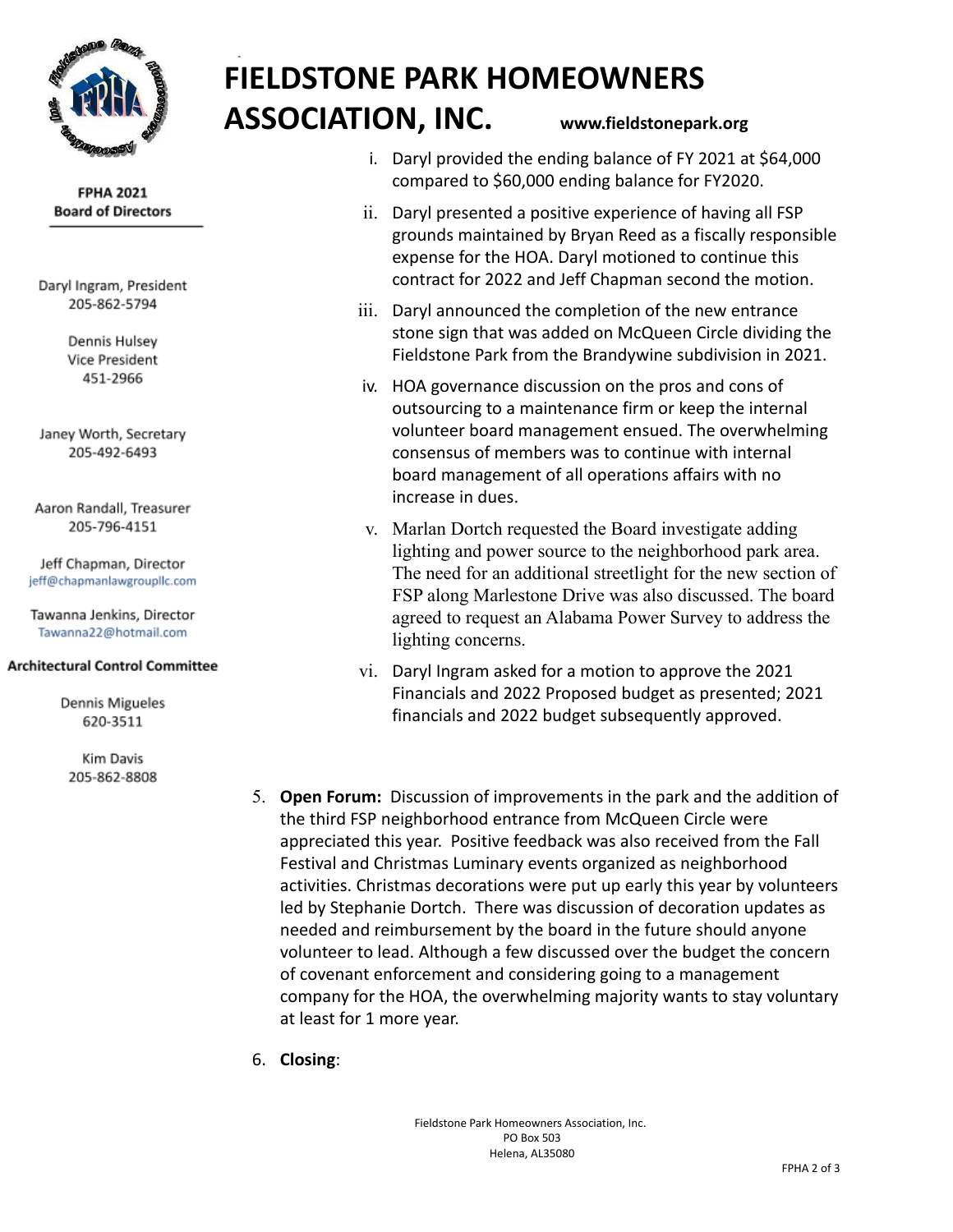# FIELDSTONE PARK HOMEOWNERS ASSOCIATION, INC.

www.fieldstonepark.org

**FPHA 2021**
**Board of Directors**

Daryl Ingram, President
205-862-5794

Dennis Hulsey
Vice President
451-2966

Janey Worth, Secretary
205-492-6493

Aaron Randall, Treasurer
205-796-4151

Jeff Chapman, Director
jeff@chapmanlawgroupllc.com

Tawanna Jenkins, Director
Tawanna22@hotmail.com

**Architectural Control Committee**

Dennis Migueles
620-3511

Kim Davis
205-862-8808

i. Daryl provided the ending balance of FY 2021 at $64,000 compared to $60,000 ending balance for FY2020.

ii. Daryl presented a positive experience of having all FSP grounds maintained by Bryan Reed as a fiscally responsible expense for the HOA. Daryl motioned to continue this contract for 2022 and Jeff Chapman second the motion.

iii. Daryl announced the completion of the new entrance stone sign that was added on McQueen Circle dividing the Fieldstone Park from the Brandywine subdivision in 2021.

iv. HOA governance discussion on the pros and cons of outsourcing to a maintenance firm or keep the internal volunteer board management ensued. The overwhelming consensus of members was to continue with internal board management of all operations affairs with no increase in dues.

v. Marlan Dortch requested the Board investigate adding lighting and power source to the neighborhood park area. The need for an additional streetlight for the new section of FSP along Marlestone Drive was also discussed. The board agreed to request an Alabama Power Survey to address the lighting concerns.

vi. Daryl Ingram asked for a motion to approve the 2021 Financials and 2022 Proposed budget as presented; 2021 financials and 2022 budget subsequently approved.

5. **Open Forum:** Discussion of improvements in the park and the addition of the third FSP neighborhood entrance from McQueen Circle were appreciated this year. Positive feedback was also received from the Fall Festival and Christmas Luminary events organized as neighborhood activities. Christmas decorations were put up early this year by volunteers led by Stephanie Dortch. There was discussion of decoration updates as needed and reimbursement by the board in the future should anyone volunteer to lead. Although a few discussed over the budget the concern of covenant enforcement and considering going to a management company for the HOA, the overwhelming majority wants to stay voluntary at least for 1 more year.

6. **Closing**:

Fieldstone Park Homeowners Association, Inc.
PO Box 503
Helena, AL35080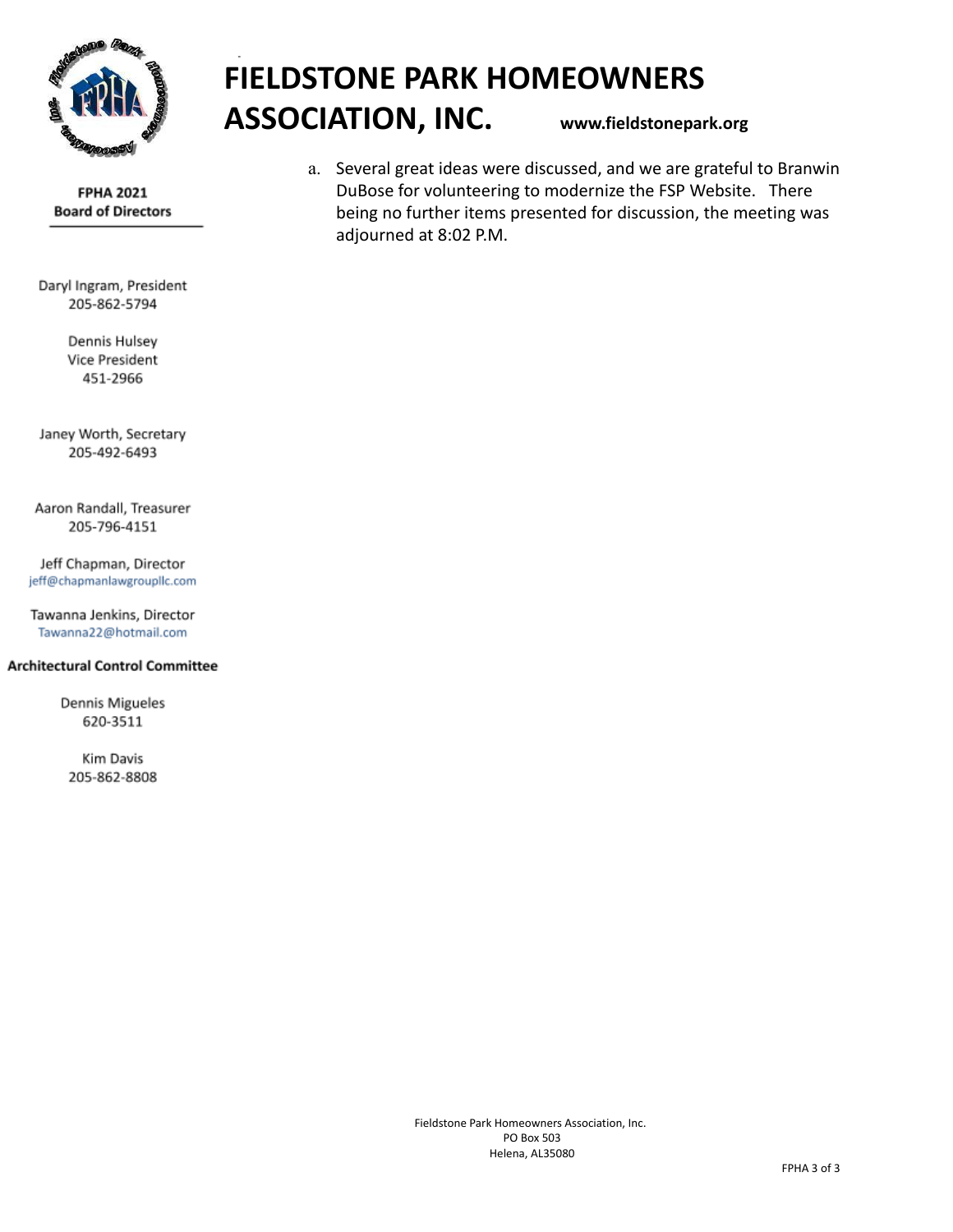# FIELDSTONE PARK HOMEOWNERS ASSOCIATION, INC.

**www.fieldstonepark.org**

**FPHA 2021**
**Board of Directors**

Daryl Ingram, President
205-862-5794

Dennis Hulsey
Vice President
451-2966

Janey Worth, Secretary
205-492-6493

Aaron Randall, Treasurer
205-796-4151

Jeff Chapman, Director
jeff@chapmanlawgroupllc.com

Tawanna Jenkins, Director
Tawanna22@hotmail.com

**Architectural Control Committee**

Dennis Migueles
620-3511

Kim Davis
205-862-8808

a. Several great ideas were discussed, and we are grateful to Branwin DuBose for volunteering to modernize the FSP Website. There being no further items presented for discussion, the meeting was adjourned at 8:02 P.M.

Fieldstone Park Homeowners Association, Inc.
PO Box 503
Helena, AL35080